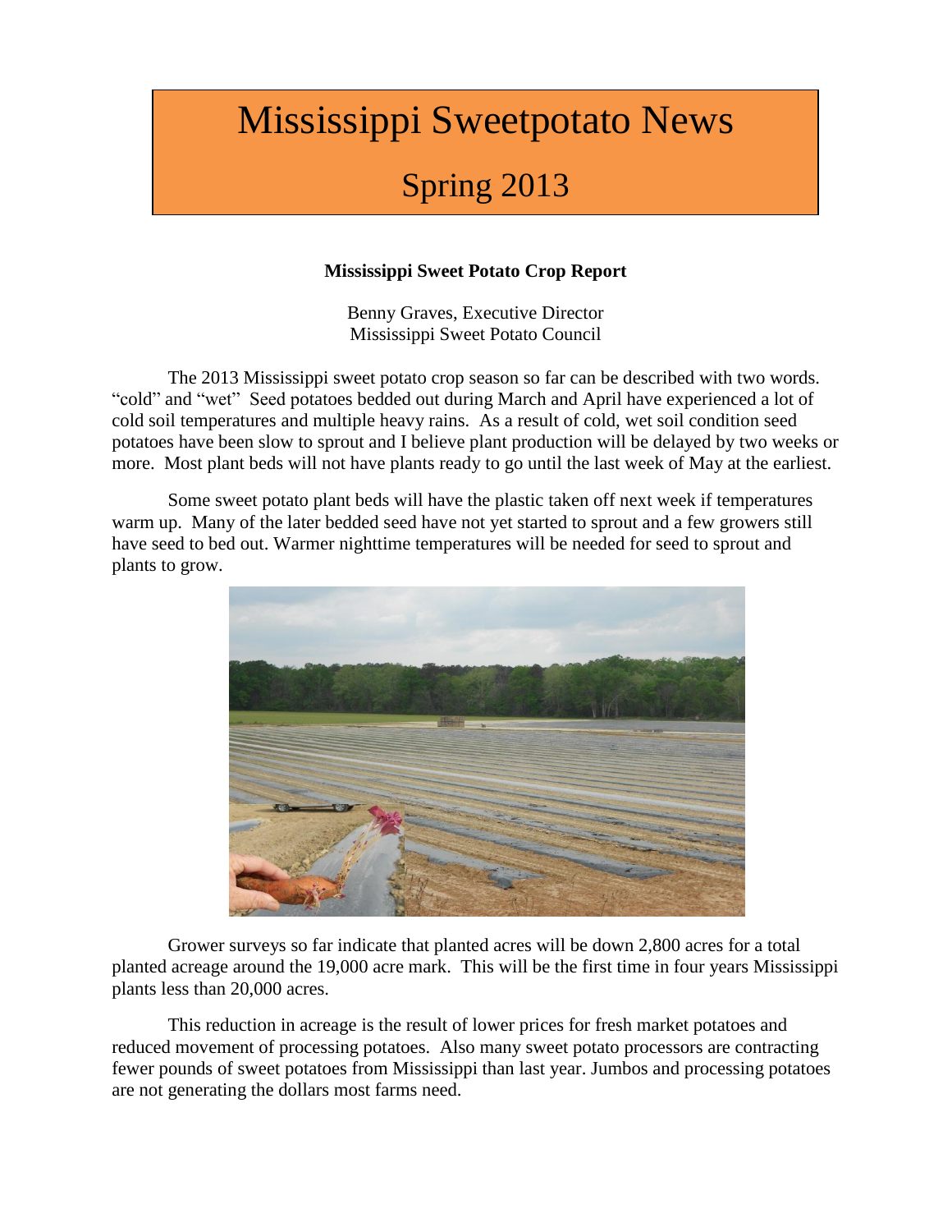# Mississippi Sweetpotato News

## Spring 2013

### Mississippi Sweet Potato Crop Report

Benny Graves, Executive Director
Mississippi Sweet Potato Council

The 2013 Mississippi sweet potato crop season so far can be described with two words. "cold" and "wet" Seed potatoes bedded out during March and April have experienced a lot of cold soil temperatures and multiple heavy rains. As a result of cold, wet soil condition seed potatoes have been slow to sprout and I believe plant production will be delayed by two weeks or more. Most plant beds will not have plants ready to go until the last week of May at the earliest.

Some sweet potato plant beds will have the plastic taken off next week if temperatures warm up. Many of the later bedded seed have not yet started to sprout and a few growers still have seed to bed out. Warmer nighttime temperatures will be needed for seed to sprout and plants to grow.

Grower surveys so far indicate that planted acres will be down 2,800 acres for a total planted acreage around the 19,000 acre mark. This will be the first time in four years Mississippi plants less than 20,000 acres.

This reduction in acreage is the result of lower prices for fresh market potatoes and reduced movement of processing potatoes. Also many sweet potato processors are contracting fewer pounds of sweet potatoes from Mississippi than last year. Jumbos and processing potatoes are not generating the dollars most farms need.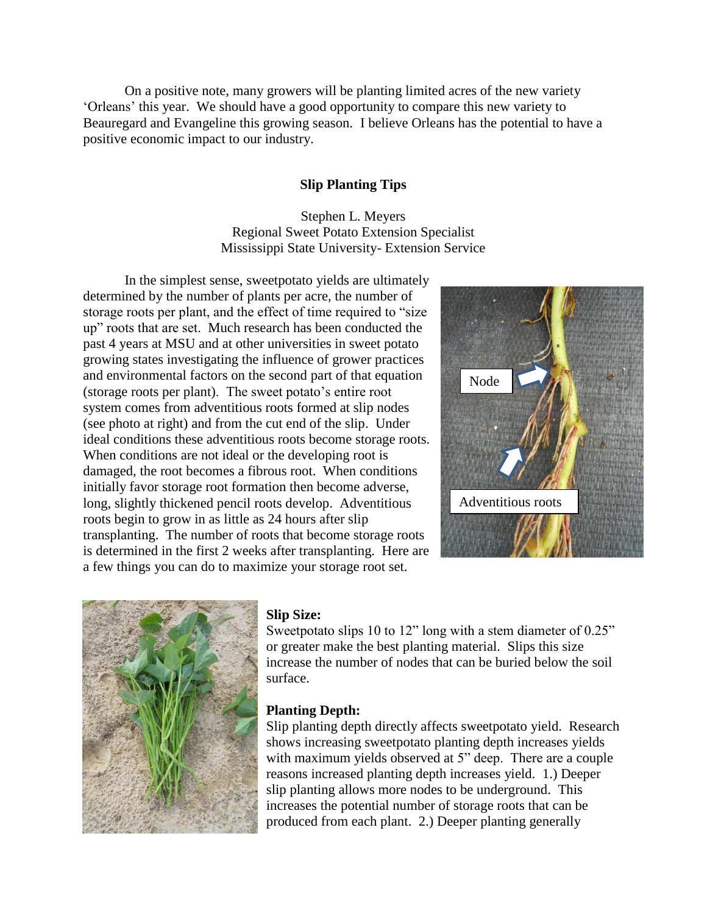On a positive note, many growers will be planting limited acres of the new variety 'Orleans' this year. We should have a good opportunity to compare this new variety to Beauregard and Evangeline this growing season. I believe Orleans has the potential to have a positive economic impact to our industry.

## Slip Planting Tips

Stephen L. Meyers
Regional Sweet Potato Extension Specialist
Mississippi State University- Extension Service

In the simplest sense, sweetpotato yields are ultimately determined by the number of plants per acre, the number of storage roots per plant, and the effect of time required to "size up" roots that are set. Much research has been conducted the past 4 years at MSU and at other universities in sweet potato growing states investigating the influence of grower practices and environmental factors on the second part of that equation (storage roots per plant). The sweet potato's entire root system comes from adventitious roots formed at slip nodes (see photo at right) and from the cut end of the slip. Under ideal conditions these adventitious roots become storage roots. When conditions are not ideal or the developing root is damaged, the root becomes a fibrous root. When conditions initially favor storage root formation then become adverse, long, slightly thickened pencil roots develop. Adventitious roots begin to grow in as little as 24 hours after slip transplanting. The number of roots that become storage roots is determined in the first 2 weeks after transplanting. Here are a few things you can do to maximize your storage root set.

Node

Adventitious roots

**Slip Size:**
Sweetpotato slips 10 to 12" long with a stem diameter of 0.25" or greater make the best planting material. Slips this size increase the number of nodes that can be buried below the soil surface.

**Planting Depth:**
Slip planting depth directly affects sweetpotato yield. Research shows increasing sweetpotato planting depth increases yields with maximum yields observed at 5" deep. There are a couple reasons increased planting depth increases yield. 1.) Deeper slip planting allows more nodes to be underground. This increases the potential number of storage roots that can be produced from each plant. 2.) Deeper planting generally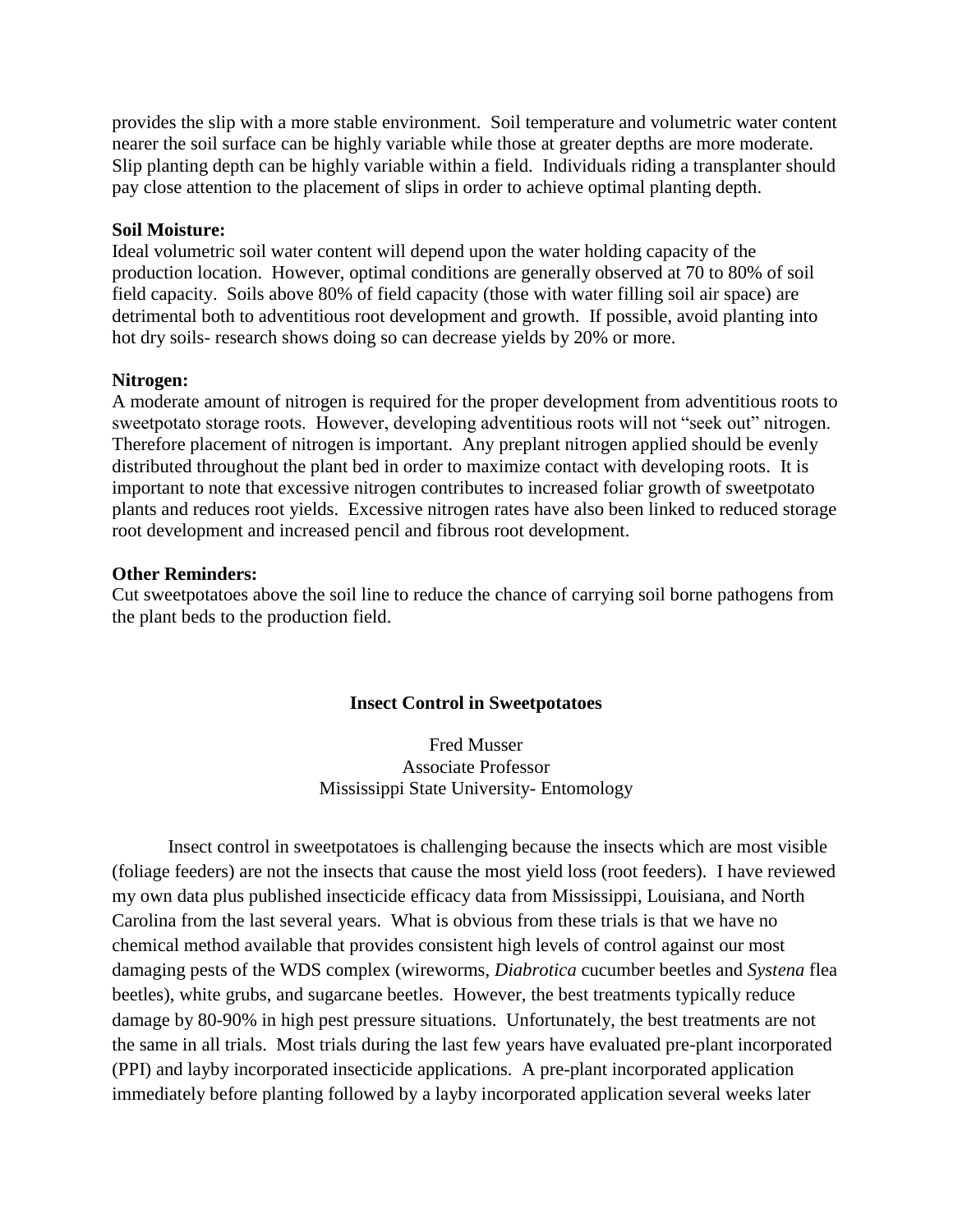provides the slip with a more stable environment. Soil temperature and volumetric water content nearer the soil surface can be highly variable while those at greater depths are more moderate. Slip planting depth can be highly variable within a field. Individuals riding a transplanter should pay close attention to the placement of slips in order to achieve optimal planting depth.

**Soil Moisture:**
Ideal volumetric soil water content will depend upon the water holding capacity of the production location. However, optimal conditions are generally observed at 70 to 80% of soil field capacity. Soils above 80% of field capacity (those with water filling soil air space) are detrimental both to adventitious root development and growth. If possible, avoid planting into hot dry soils- research shows doing so can decrease yields by 20% or more.

**Nitrogen:**
A moderate amount of nitrogen is required for the proper development from adventitious roots to sweetpotato storage roots. However, developing adventitious roots will not "seek out" nitrogen. Therefore placement of nitrogen is important. Any preplant nitrogen applied should be evenly distributed throughout the plant bed in order to maximize contact with developing roots. It is important to note that excessive nitrogen contributes to increased foliar growth of sweetpotato plants and reduces root yields. Excessive nitrogen rates have also been linked to reduced storage root development and increased pencil and fibrous root development.

**Other Reminders:**
Cut sweetpotatoes above the soil line to reduce the chance of carrying soil borne pathogens from the plant beds to the production field.

## Insect Control in Sweetpotatoes

Fred Musser
Associate Professor
Mississippi State University- Entomology

Insect control in sweetpotatoes is challenging because the insects which are most visible (foliage feeders) are not the insects that cause the most yield loss (root feeders). I have reviewed my own data plus published insecticide efficacy data from Mississippi, Louisiana, and North Carolina from the last several years. What is obvious from these trials is that we have no chemical method available that provides consistent high levels of control against our most damaging pests of the WDS complex (wireworms, *Diabrotica* cucumber beetles and *Systena* flea beetles), white grubs, and sugarcane beetles. However, the best treatments typically reduce damage by 80-90% in high pest pressure situations. Unfortunately, the best treatments are not the same in all trials. Most trials during the last few years have evaluated pre-plant incorporated (PPI) and layby incorporated insecticide applications. A pre-plant incorporated application immediately before planting followed by a layby incorporated application several weeks later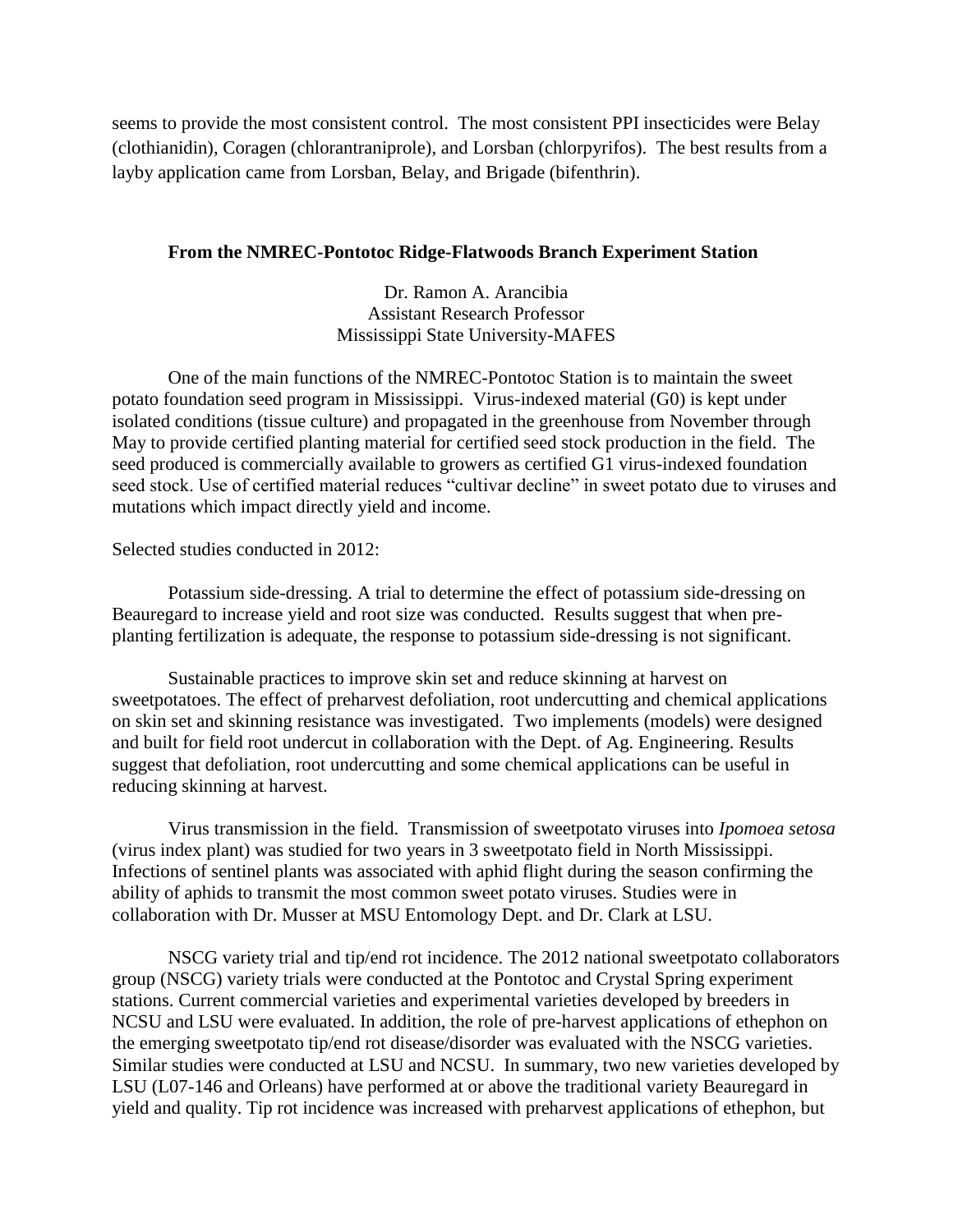seems to provide the most consistent control. The most consistent PPI insecticides were Belay (clothianidin), Coragen (chlorantraniprole), and Lorsban (chlorpyrifos). The best results from a layby application came from Lorsban, Belay, and Brigade (bifenthrin).

### From the NMREC-Pontotoc Ridge-Flatwoods Branch Experiment Station

Dr. Ramon A. Arancibia
Assistant Research Professor
Mississippi State University-MAFES

One of the main functions of the NMREC-Pontotoc Station is to maintain the sweet potato foundation seed program in Mississippi. Virus-indexed material (G0) is kept under isolated conditions (tissue culture) and propagated in the greenhouse from November through May to provide certified planting material for certified seed stock production in the field. The seed produced is commercially available to growers as certified G1 virus-indexed foundation seed stock. Use of certified material reduces "cultivar decline" in sweet potato due to viruses and mutations which impact directly yield and income.

Selected studies conducted in 2012:

Potassium side-dressing. A trial to determine the effect of potassium side-dressing on Beauregard to increase yield and root size was conducted. Results suggest that when pre-planting fertilization is adequate, the response to potassium side-dressing is not significant.

Sustainable practices to improve skin set and reduce skinning at harvest on sweetpotatoes. The effect of preharvest defoliation, root undercutting and chemical applications on skin set and skinning resistance was investigated. Two implements (models) were designed and built for field root undercut in collaboration with the Dept. of Ag. Engineering. Results suggest that defoliation, root undercutting and some chemical applications can be useful in reducing skinning at harvest.

Virus transmission in the field. Transmission of sweetpotato viruses into *Ipomoea setosa* (virus index plant) was studied for two years in 3 sweetpotato field in North Mississippi. Infections of sentinel plants was associated with aphid flight during the season confirming the ability of aphids to transmit the most common sweet potato viruses. Studies were in collaboration with Dr. Musser at MSU Entomology Dept. and Dr. Clark at LSU.

NSCG variety trial and tip/end rot incidence. The 2012 national sweetpotato collaborators group (NSCG) variety trials were conducted at the Pontotoc and Crystal Spring experiment stations. Current commercial varieties and experimental varieties developed by breeders in NCSU and LSU were evaluated. In addition, the role of pre-harvest applications of ethephon on the emerging sweetpotato tip/end rot disease/disorder was evaluated with the NSCG varieties. Similar studies were conducted at LSU and NCSU. In summary, two new varieties developed by LSU (L07-146 and Orleans) have performed at or above the traditional variety Beauregard in yield and quality. Tip rot incidence was increased with preharvest applications of ethephon, but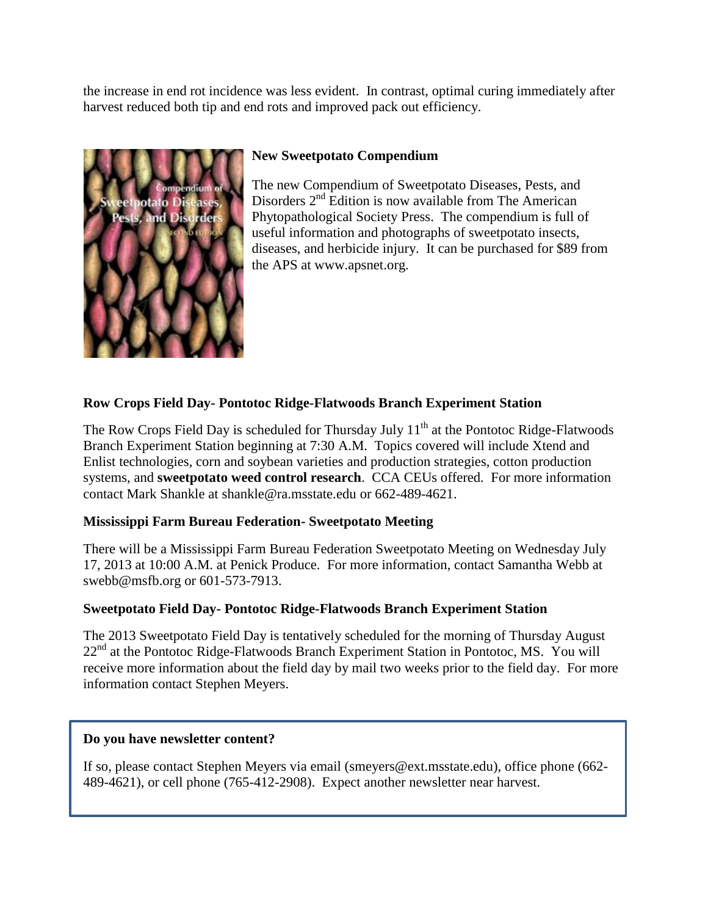the increase in end rot incidence was less evident. In contrast, optimal curing immediately after harvest reduced both tip and end rots and improved pack out efficiency.

**New Sweetpotato Compendium**

The new Compendium of Sweetpotato Diseases, Pests, and Disorders 2nd Edition is now available from The American Phytopathological Society Press. The compendium is full of useful information and photographs of sweetpotato insects, diseases, and herbicide injury. It can be purchased for $89 from the APS at www.apsnet.org.

**Row Crops Field Day- Pontotoc Ridge-Flatwoods Branch Experiment Station**

The Row Crops Field Day is scheduled for Thursday July 11th at the Pontotoc Ridge-Flatwoods Branch Experiment Station beginning at 7:30 A.M. Topics covered will include Xtend and Enlist technologies, corn and soybean varieties and production strategies, cotton production systems, and **sweetpotato weed control research**. CCA CEUs offered. For more information contact Mark Shankle at shankle@ra.msstate.edu or 662-489-4621.

**Mississippi Farm Bureau Federation- Sweetpotato Meeting**

There will be a Mississippi Farm Bureau Federation Sweetpotato Meeting on Wednesday July 17, 2013 at 10:00 A.M. at Penick Produce. For more information, contact Samantha Webb at swebb@msfb.org or 601-573-7913.

**Sweetpotato Field Day- Pontotoc Ridge-Flatwoods Branch Experiment Station**

The 2013 Sweetpotato Field Day is tentatively scheduled for the morning of Thursday August 22nd at the Pontotoc Ridge-Flatwoods Branch Experiment Station in Pontotoc, MS. You will receive more information about the field day by mail two weeks prior to the field day. For more information contact Stephen Meyers.

**Do you have newsletter content?**

If so, please contact Stephen Meyers via email (smeyers@ext.msstate.edu), office phone (662-489-4621), or cell phone (765-412-2908). Expect another newsletter near harvest.